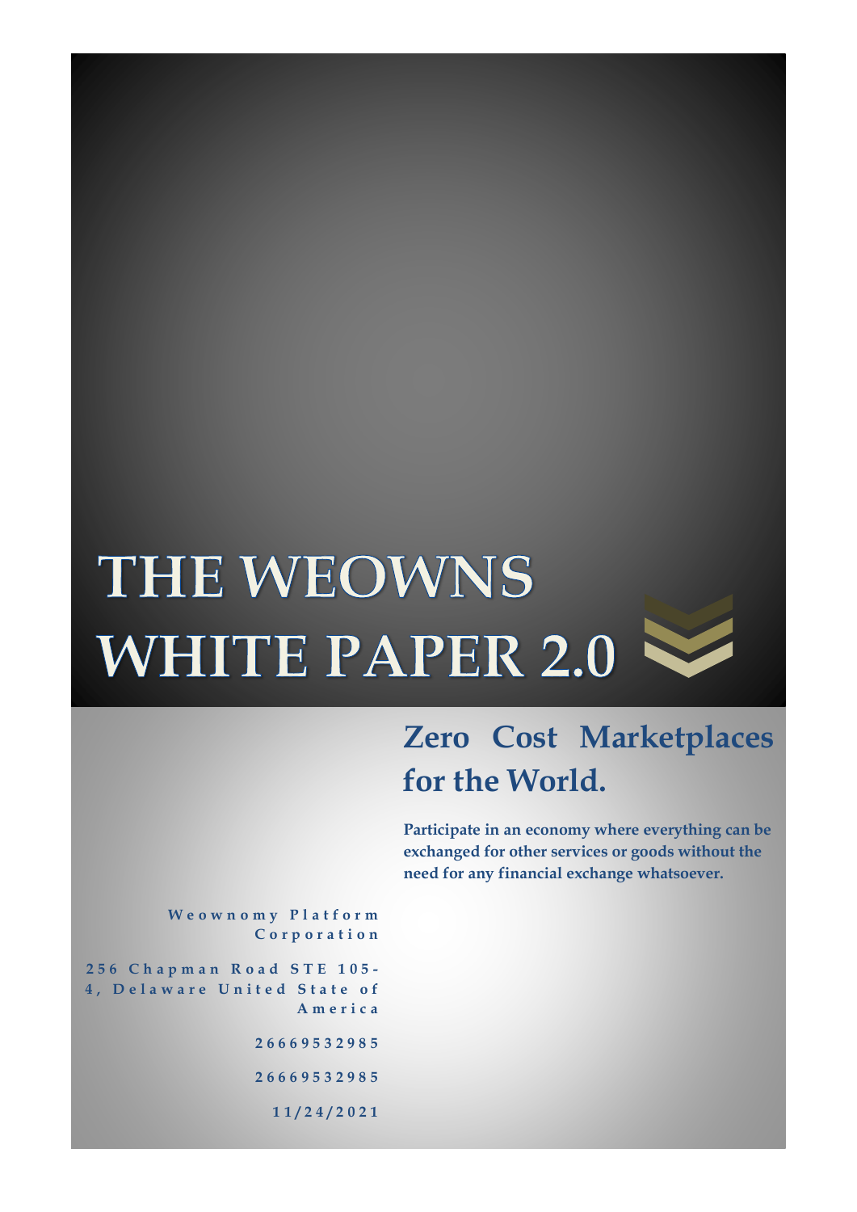# THE WEOWNS WHITE PAPER 2.0

## Zero Cost Marketplaces for the World.

**Participate in an economy where everything can be exchanged for other services or goods without the need for any financial exchange whatsoever.**

**Weownomy Platform Corporation**

**256 Chapman Road STE 105-4, Delaware United State of America**

**26669532985**

**26669532985**

**11/24/2021**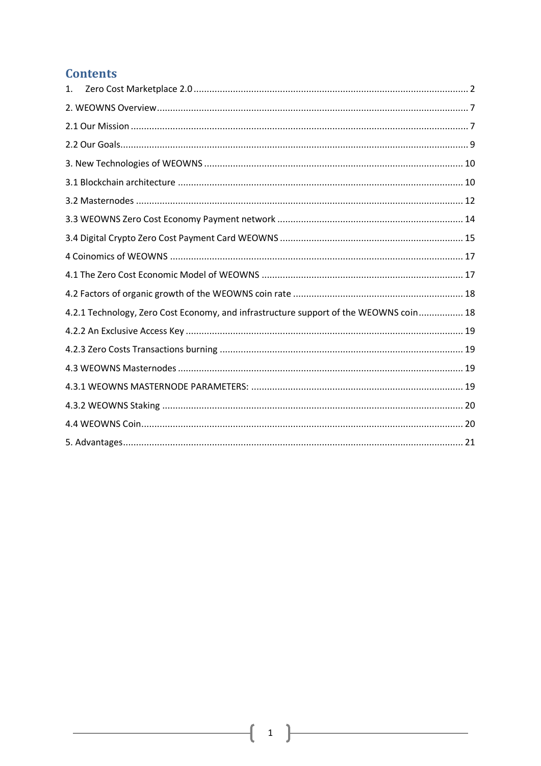# Contents

1. Zero Cost Marketplace 2.0 ........ 2
2. WEOWNS Overview ........ 7
2.1 Our Mission ........ 7
2.2 Our Goals ........ 9
3. New Technologies of WEOWNS ........ 10
3.1 Blockchain architecture ........ 10
3.2 Masternodes ........ 12
3.3 WEOWNS Zero Cost Economy Payment network ........ 14
3.4 Digital Crypto Zero Cost Payment Card WEOWNS ........ 15
4 Coinomics of WEOWNS ........ 17
4.1 The Zero Cost Economic Model of WEOWNS ........ 17
4.2 Factors of organic growth of the WEOWNS coin rate ........ 18
4.2.1 Technology, Zero Cost Economy, and infrastructure support of the WEOWNS coin ........ 18
4.2.2 An Exclusive Access Key ........ 19
4.2.3 Zero Costs Transactions burning ........ 19
4.3 WEOWNS Masternodes ........ 19
4.3.1 WEOWNS MASTERNODE PARAMETERS: ........ 19
4.3.2 WEOWNS Staking ........ 20
4.4 WEOWNS Coin ........ 20
5. Advantages ........ 21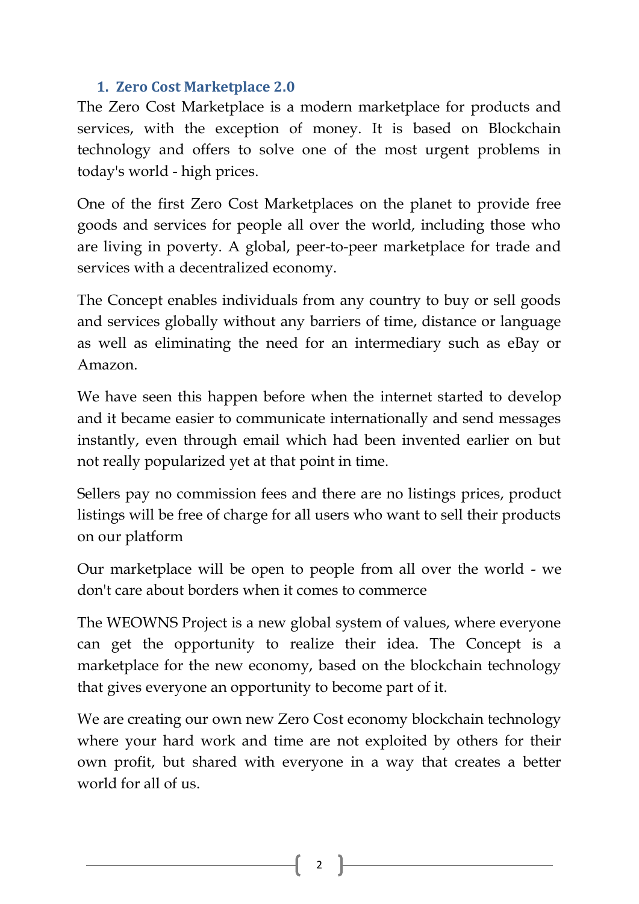## 1. Zero Cost Marketplace 2.0

The Zero Cost Marketplace is a modern marketplace for products and services, with the exception of money. It is based on Blockchain technology and offers to solve one of the most urgent problems in today's world - high prices.

One of the first Zero Cost Marketplaces on the planet to provide free goods and services for people all over the world, including those who are living in poverty. A global, peer-to-peer marketplace for trade and services with a decentralized economy.

The Concept enables individuals from any country to buy or sell goods and services globally without any barriers of time, distance or language as well as eliminating the need for an intermediary such as eBay or Amazon.

We have seen this happen before when the internet started to develop and it became easier to communicate internationally and send messages instantly, even through email which had been invented earlier on but not really popularized yet at that point in time.

Sellers pay no commission fees and there are no listings prices, product listings will be free of charge for all users who want to sell their products on our platform

Our marketplace will be open to people from all over the world - we don't care about borders when it comes to commerce

The WEOWNS Project is a new global system of values, where everyone can get the opportunity to realize their idea. The Concept is a marketplace for the new economy, based on the blockchain technology that gives everyone an opportunity to become part of it.

We are creating our own new Zero Cost economy blockchain technology where your hard work and time are not exploited by others for their own profit, but shared with everyone in a way that creates a better world for all of us.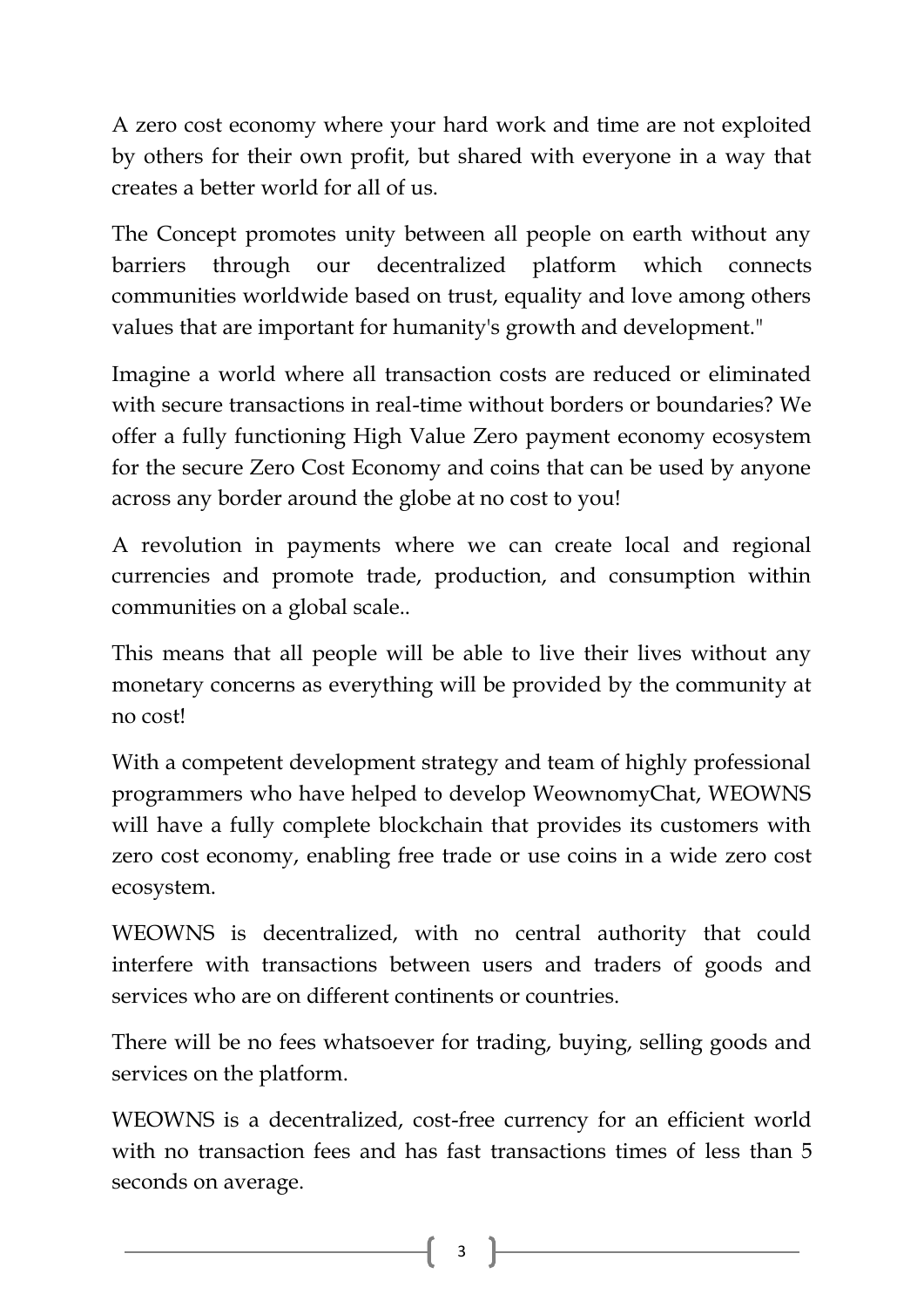A zero cost economy where your hard work and time are not exploited by others for their own profit, but shared with everyone in a way that creates a better world for all of us.

The Concept promotes unity between all people on earth without any barriers through our decentralized platform which connects communities worldwide based on trust, equality and love among others values that are important for humanity's growth and development."

Imagine a world where all transaction costs are reduced or eliminated with secure transactions in real-time without borders or boundaries? We offer a fully functioning High Value Zero payment economy ecosystem for the secure Zero Cost Economy and coins that can be used by anyone across any border around the globe at no cost to you!

A revolution in payments where we can create local and regional currencies and promote trade, production, and consumption within communities on a global scale..

This means that all people will be able to live their lives without any monetary concerns as everything will be provided by the community at no cost!

With a competent development strategy and team of highly professional programmers who have helped to develop WeownomyChat, WEOWNS will have a fully complete blockchain that provides its customers with zero cost economy, enabling free trade or use coins in a wide zero cost ecosystem.

WEOWNS is decentralized, with no central authority that could interfere with transactions between users and traders of goods and services who are on different continents or countries.

There will be no fees whatsoever for trading, buying, selling goods and services on the platform.

WEOWNS is a decentralized, cost-free currency for an efficient world with no transaction fees and has fast transactions times of less than 5 seconds on average.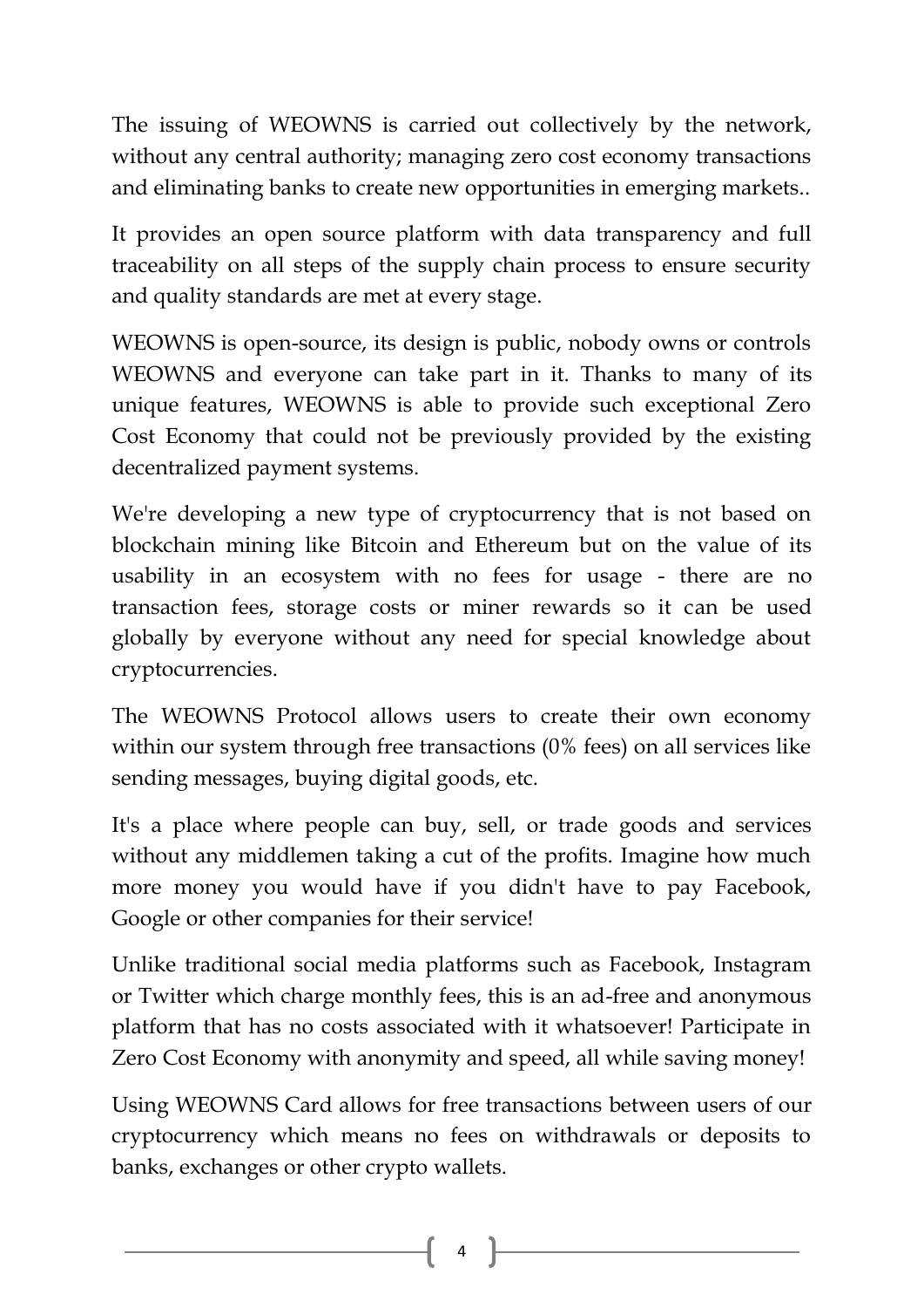The issuing of WEOWNS is carried out collectively by the network, without any central authority; managing zero cost economy transactions and eliminating banks to create new opportunities in emerging markets..

It provides an open source platform with data transparency and full traceability on all steps of the supply chain process to ensure security and quality standards are met at every stage.

WEOWNS is open-source, its design is public, nobody owns or controls WEOWNS and everyone can take part in it. Thanks to many of its unique features, WEOWNS is able to provide such exceptional Zero Cost Economy that could not be previously provided by the existing decentralized payment systems.

We're developing a new type of cryptocurrency that is not based on blockchain mining like Bitcoin and Ethereum but on the value of its usability in an ecosystem with no fees for usage - there are no transaction fees, storage costs or miner rewards so it can be used globally by everyone without any need for special knowledge about cryptocurrencies.

The WEOWNS Protocol allows users to create their own economy within our system through free transactions (0% fees) on all services like sending messages, buying digital goods, etc.

It's a place where people can buy, sell, or trade goods and services without any middlemen taking a cut of the profits. Imagine how much more money you would have if you didn't have to pay Facebook, Google or other companies for their service!

Unlike traditional social media platforms such as Facebook, Instagram or Twitter which charge monthly fees, this is an ad-free and anonymous platform that has no costs associated with it whatsoever! Participate in Zero Cost Economy with anonymity and speed, all while saving money!

Using WEOWNS Card allows for free transactions between users of our cryptocurrency which means no fees on withdrawals or deposits to banks, exchanges or other crypto wallets.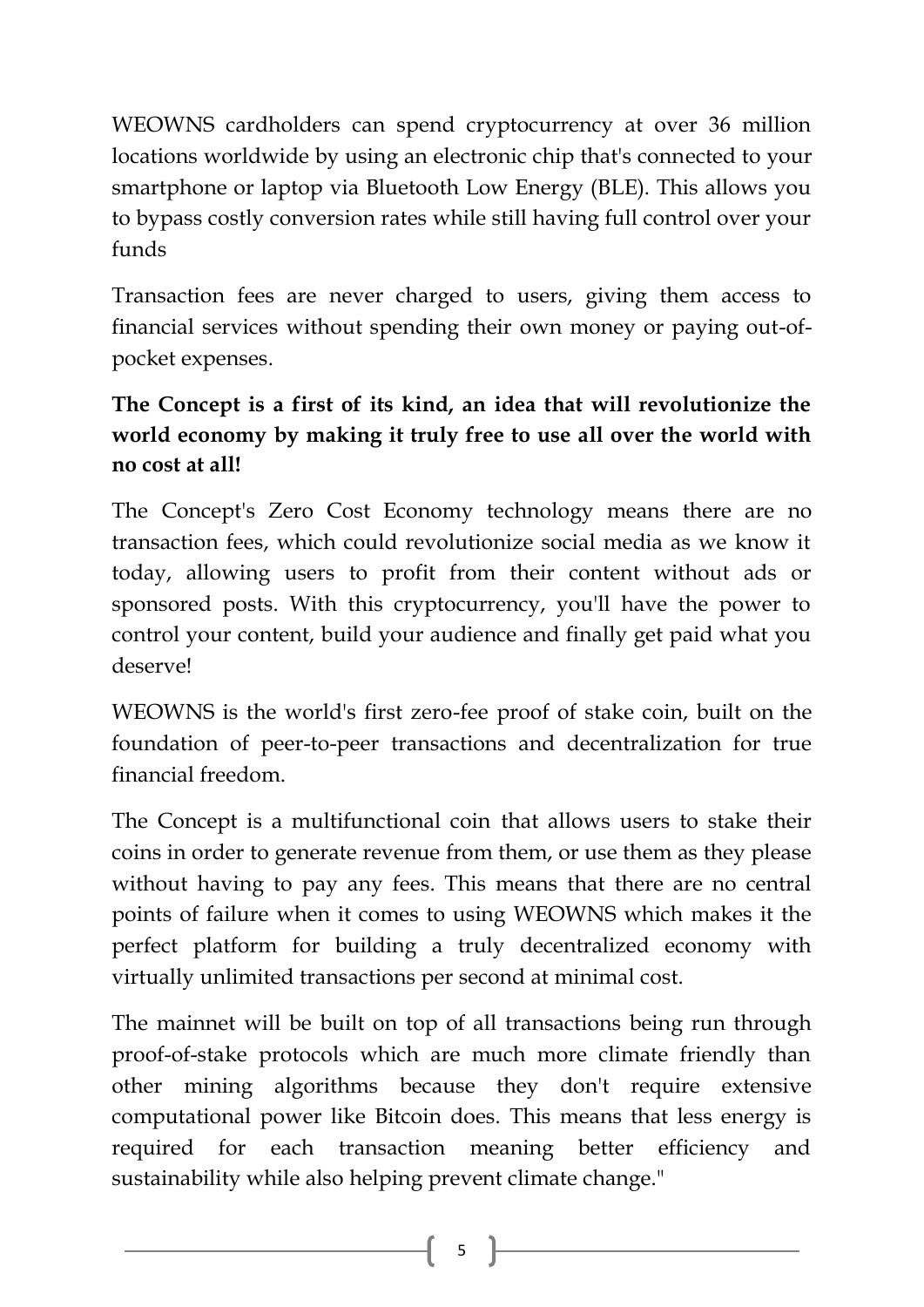WEOWNS cardholders can spend cryptocurrency at over 36 million locations worldwide by using an electronic chip that's connected to your smartphone or laptop via Bluetooth Low Energy (BLE). This allows you to bypass costly conversion rates while still having full control over your funds

Transaction fees are never charged to users, giving them access to financial services without spending their own money or paying out-of-pocket expenses.

**The Concept is a first of its kind, an idea that will revolutionize the world economy by making it truly free to use all over the world with no cost at all!**

The Concept's Zero Cost Economy technology means there are no transaction fees, which could revolutionize social media as we know it today, allowing users to profit from their content without ads or sponsored posts. With this cryptocurrency, you'll have the power to control your content, build your audience and finally get paid what you deserve!

WEOWNS is the world's first zero-fee proof of stake coin, built on the foundation of peer-to-peer transactions and decentralization for true financial freedom.

The Concept is a multifunctional coin that allows users to stake their coins in order to generate revenue from them, or use them as they please without having to pay any fees. This means that there are no central points of failure when it comes to using WEOWNS which makes it the perfect platform for building a truly decentralized economy with virtually unlimited transactions per second at minimal cost.

The mainnet will be built on top of all transactions being run through proof-of-stake protocols which are much more climate friendly than other mining algorithms because they don't require extensive computational power like Bitcoin does. This means that less energy is required for each transaction meaning better efficiency and sustainability while also helping prevent climate change."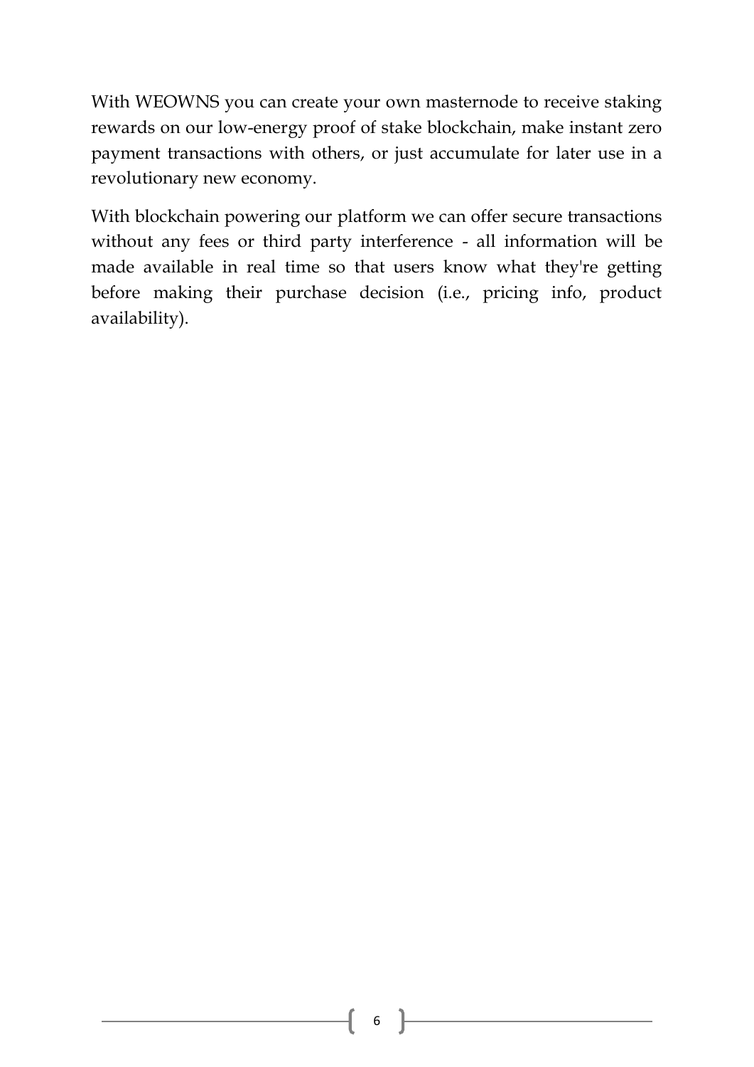With WEOWNS you can create your own masternode to receive staking rewards on our low-energy proof of stake blockchain, make instant zero payment transactions with others, or just accumulate for later use in a revolutionary new economy.

With blockchain powering our platform we can offer secure transactions without any fees or third party interference - all information will be made available in real time so that users know what they're getting before making their purchase decision (i.e., pricing info, product availability).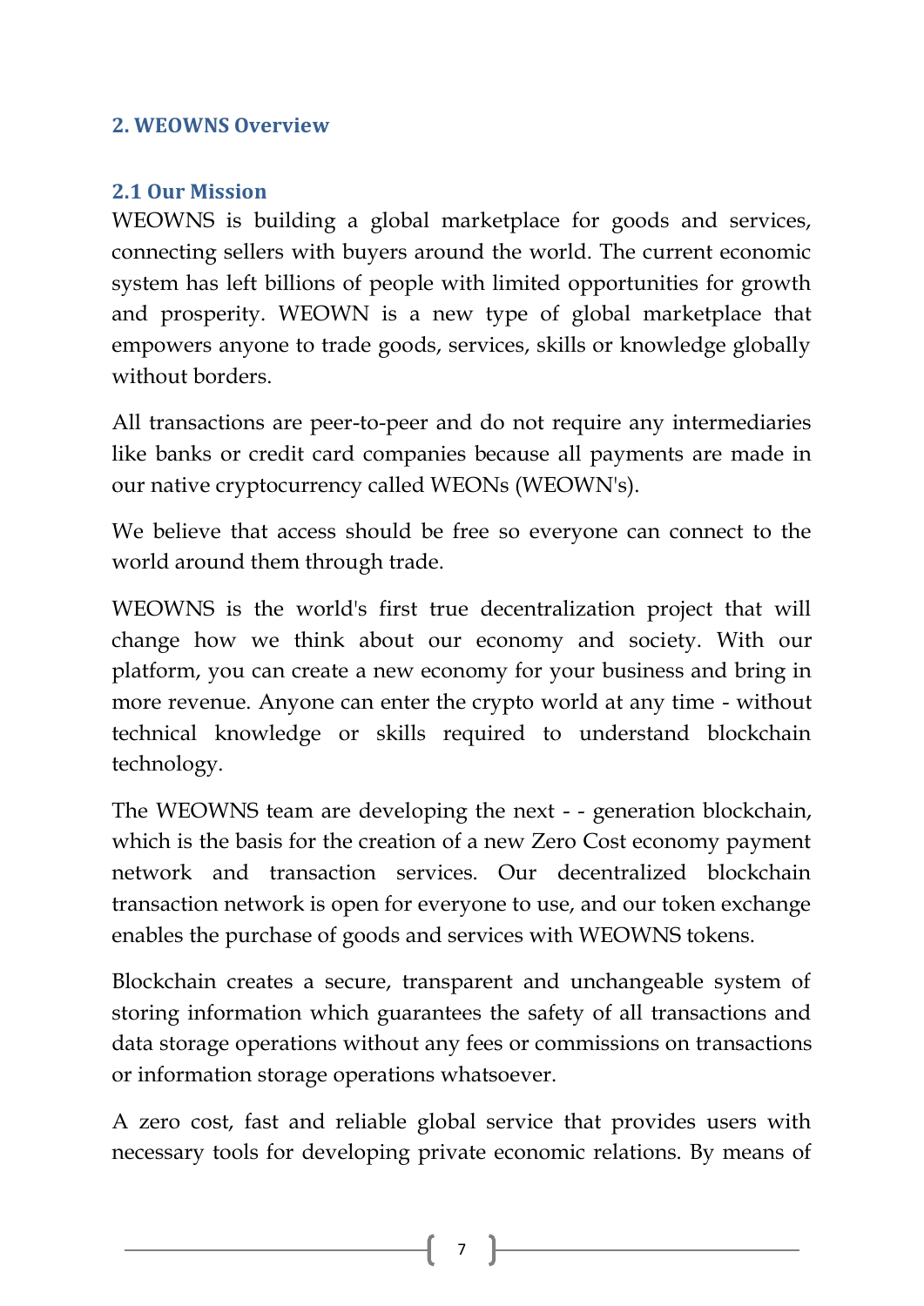## 2. WEOWNS Overview

### 2.1 Our Mission

WEOWNS is building a global marketplace for goods and services, connecting sellers with buyers around the world. The current economic system has left billions of people with limited opportunities for growth and prosperity. WEOWN is a new type of global marketplace that empowers anyone to trade goods, services, skills or knowledge globally without borders.

All transactions are peer-to-peer and do not require any intermediaries like banks or credit card companies because all payments are made in our native cryptocurrency called WEONs (WEOWN's).

We believe that access should be free so everyone can connect to the world around them through trade.

WEOWNS is the world's first true decentralization project that will change how we think about our economy and society. With our platform, you can create a new economy for your business and bring in more revenue. Anyone can enter the crypto world at any time - without technical knowledge or skills required to understand blockchain technology.

The WEOWNS team are developing the next - - generation blockchain, which is the basis for the creation of a new Zero Cost economy payment network and transaction services. Our decentralized blockchain transaction network is open for everyone to use, and our token exchange enables the purchase of goods and services with WEOWNS tokens.

Blockchain creates a secure, transparent and unchangeable system of storing information which guarantees the safety of all transactions and data storage operations without any fees or commissions on transactions or information storage operations whatsoever.

A zero cost, fast and reliable global service that provides users with necessary tools for developing private economic relations. By means of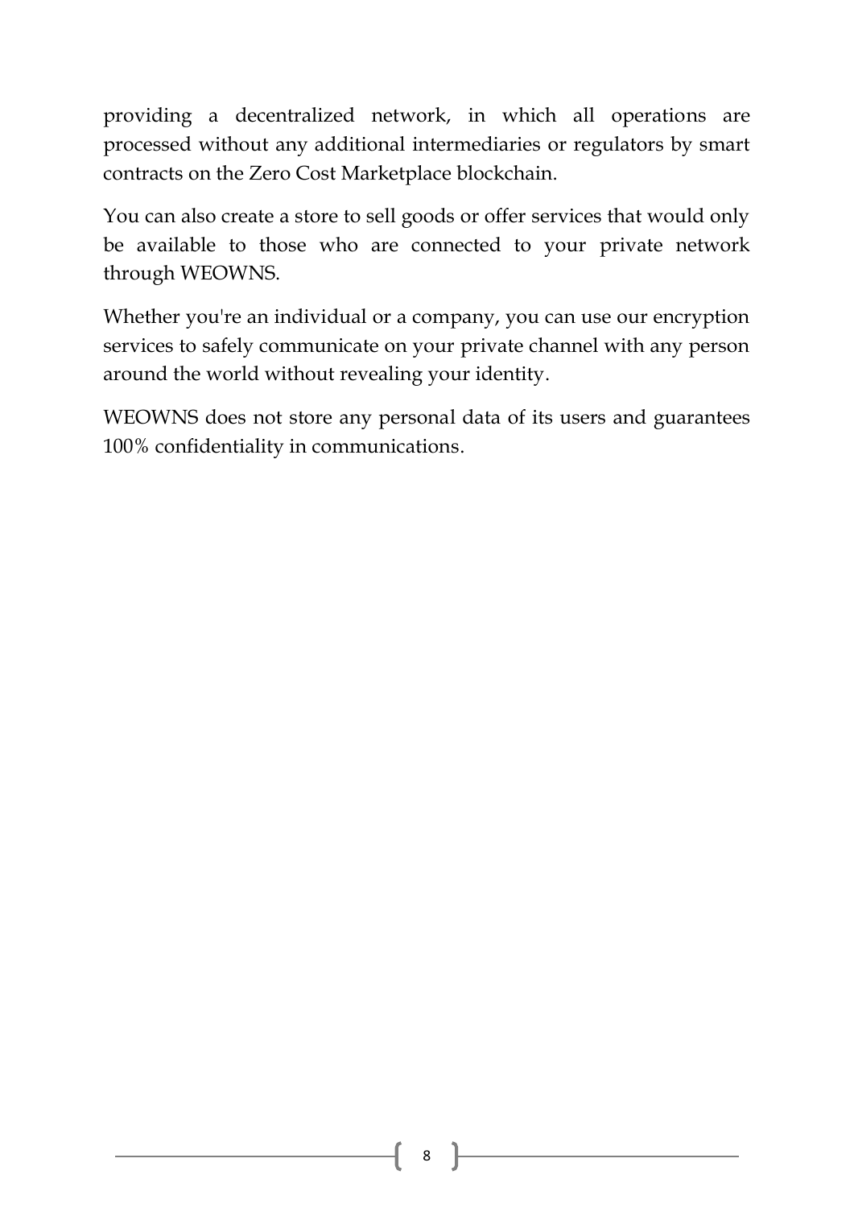providing a decentralized network, in which all operations are processed without any additional intermediaries or regulators by smart contracts on the Zero Cost Marketplace blockchain.

You can also create a store to sell goods or offer services that would only be available to those who are connected to your private network through WEOWNS.

Whether you're an individual or a company, you can use our encryption services to safely communicate on your private channel with any person around the world without revealing your identity.

WEOWNS does not store any personal data of its users and guarantees 100% confidentiality in communications.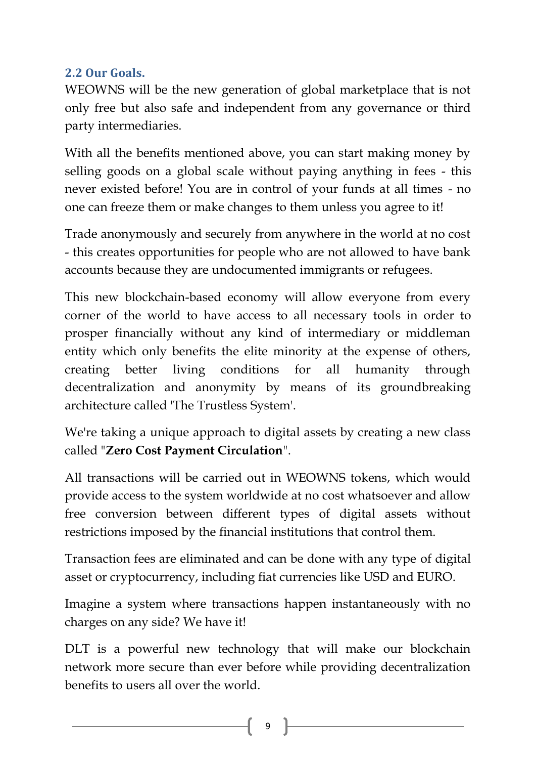## 2.2 Our Goals.

WEOWNS will be the new generation of global marketplace that is not only free but also safe and independent from any governance or third party intermediaries.

With all the benefits mentioned above, you can start making money by selling goods on a global scale without paying anything in fees - this never existed before! You are in control of your funds at all times - no one can freeze them or make changes to them unless you agree to it!

Trade anonymously and securely from anywhere in the world at no cost - this creates opportunities for people who are not allowed to have bank accounts because they are undocumented immigrants or refugees.

This new blockchain-based economy will allow everyone from every corner of the world to have access to all necessary tools in order to prosper financially without any kind of intermediary or middleman entity which only benefits the elite minority at the expense of others, creating better living conditions for all humanity through decentralization and anonymity by means of its groundbreaking architecture called 'The Trustless System'.

We're taking a unique approach to digital assets by creating a new class called "**Zero Cost Payment Circulation**".

All transactions will be carried out in WEOWNS tokens, which would provide access to the system worldwide at no cost whatsoever and allow free conversion between different types of digital assets without restrictions imposed by the financial institutions that control them.

Transaction fees are eliminated and can be done with any type of digital asset or cryptocurrency, including fiat currencies like USD and EURO.

Imagine a system where transactions happen instantaneously with no charges on any side? We have it!

DLT is a powerful new technology that will make our blockchain network more secure than ever before while providing decentralization benefits to users all over the world.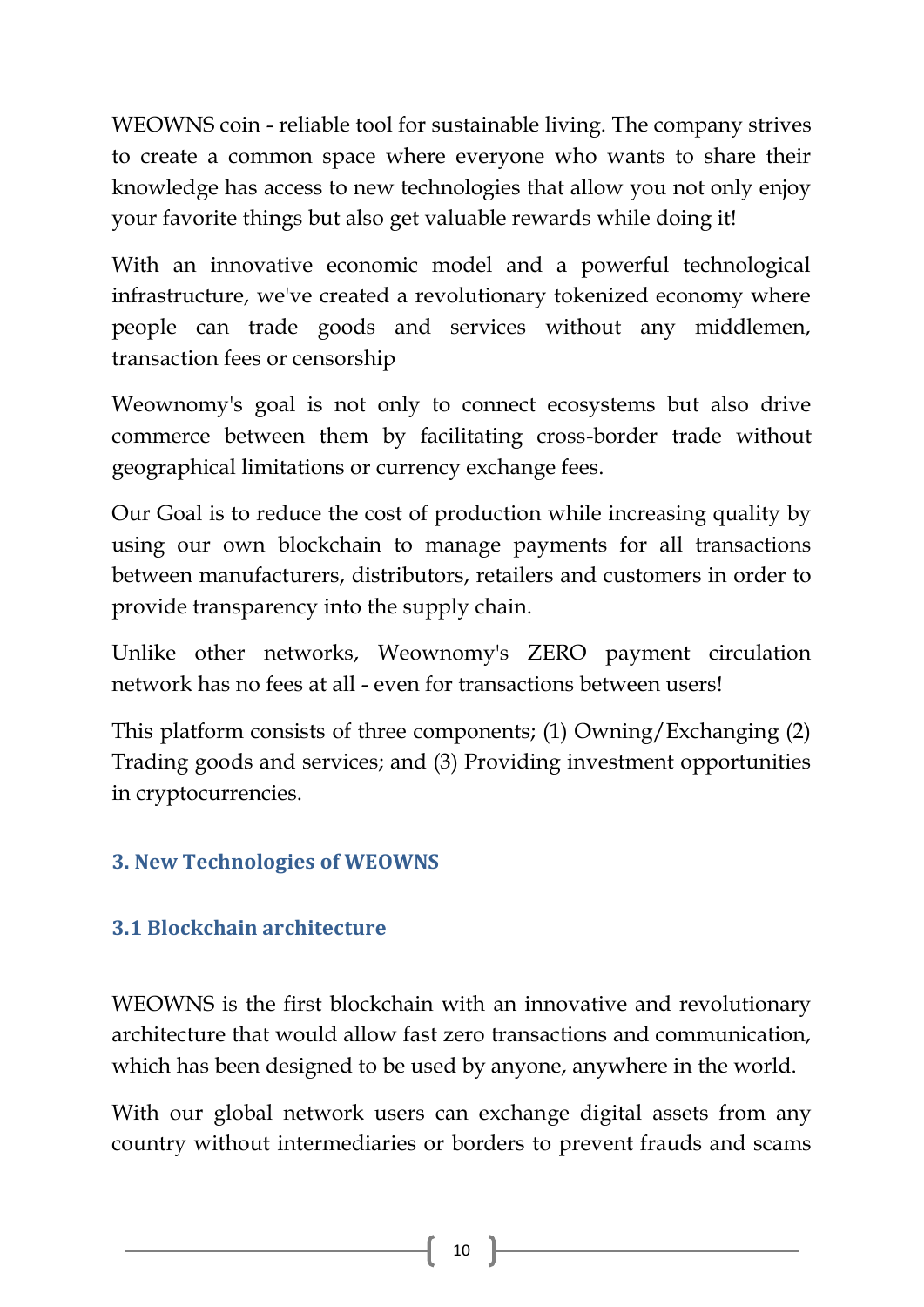WEOWNS coin - reliable tool for sustainable living. The company strives to create a common space where everyone who wants to share their knowledge has access to new technologies that allow you not only enjoy your favorite things but also get valuable rewards while doing it!

With an innovative economic model and a powerful technological infrastructure, we've created a revolutionary tokenized economy where people can trade goods and services without any middlemen, transaction fees or censorship

Weownomy's goal is not only to connect ecosystems but also drive commerce between them by facilitating cross-border trade without geographical limitations or currency exchange fees.

Our Goal is to reduce the cost of production while increasing quality by using our own blockchain to manage payments for all transactions between manufacturers, distributors, retailers and customers in order to provide transparency into the supply chain.

Unlike other networks, Weownomy's ZERO payment circulation network has no fees at all - even for transactions between users!

This platform consists of three components; (1) Owning/Exchanging (2) Trading goods and services; and (3) Providing investment opportunities in cryptocurrencies.

## 3. New Technologies of WEOWNS

### 3.1 Blockchain architecture

WEOWNS is the first blockchain with an innovative and revolutionary architecture that would allow fast zero transactions and communication, which has been designed to be used by anyone, anywhere in the world.

With our global network users can exchange digital assets from any country without intermediaries or borders to prevent frauds and scams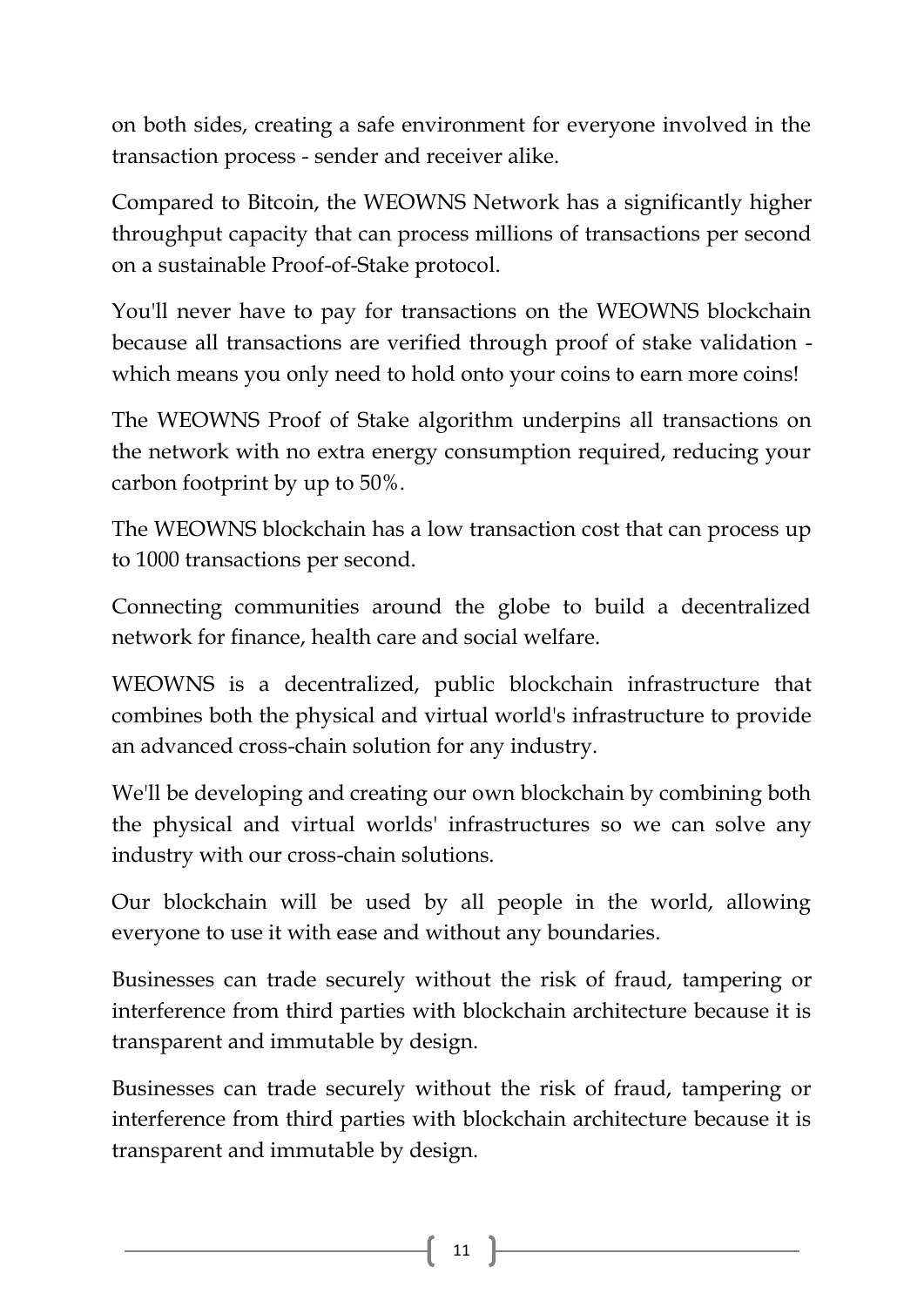on both sides, creating a safe environment for everyone involved in the transaction process - sender and receiver alike.

Compared to Bitcoin, the WEOWNS Network has a significantly higher throughput capacity that can process millions of transactions per second on a sustainable Proof-of-Stake protocol.

You'll never have to pay for transactions on the WEOWNS blockchain because all transactions are verified through proof of stake validation - which means you only need to hold onto your coins to earn more coins!

The WEOWNS Proof of Stake algorithm underpins all transactions on the network with no extra energy consumption required, reducing your carbon footprint by up to 50%.

The WEOWNS blockchain has a low transaction cost that can process up to 1000 transactions per second.

Connecting communities around the globe to build a decentralized network for finance, health care and social welfare.

WEOWNS is a decentralized, public blockchain infrastructure that combines both the physical and virtual world's infrastructure to provide an advanced cross-chain solution for any industry.

We'll be developing and creating our own blockchain by combining both the physical and virtual worlds' infrastructures so we can solve any industry with our cross-chain solutions.

Our blockchain will be used by all people in the world, allowing everyone to use it with ease and without any boundaries.

Businesses can trade securely without the risk of fraud, tampering or interference from third parties with blockchain architecture because it is transparent and immutable by design.

Businesses can trade securely without the risk of fraud, tampering or interference from third parties with blockchain architecture because it is transparent and immutable by design.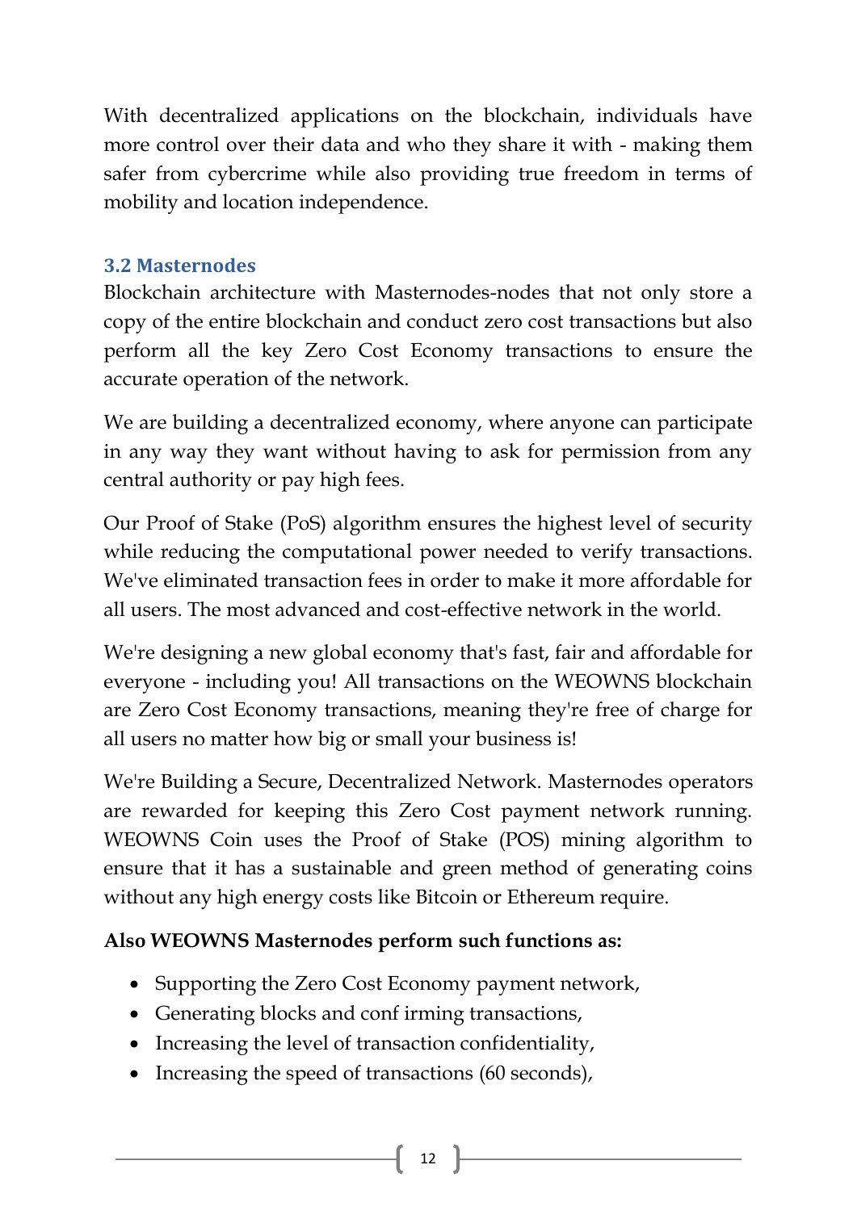With decentralized applications on the blockchain, individuals have more control over their data and who they share it with - making them safer from cybercrime while also providing true freedom in terms of mobility and location independence.

### 3.2 Masternodes

Blockchain architecture with Masternodes-nodes that not only store a copy of the entire blockchain and conduct zero cost transactions but also perform all the key Zero Cost Economy transactions to ensure the accurate operation of the network.

We are building a decentralized economy, where anyone can participate in any way they want without having to ask for permission from any central authority or pay high fees.

Our Proof of Stake (PoS) algorithm ensures the highest level of security while reducing the computational power needed to verify transactions. We've eliminated transaction fees in order to make it more affordable for all users. The most advanced and cost-effective network in the world.

We're designing a new global economy that's fast, fair and affordable for everyone - including you! All transactions on the WEOWNS blockchain are Zero Cost Economy transactions, meaning they're free of charge for all users no matter how big or small your business is!

We're Building a Secure, Decentralized Network. Masternodes operators are rewarded for keeping this Zero Cost payment network running. WEOWNS Coin uses the Proof of Stake (POS) mining algorithm to ensure that it has a sustainable and green method of generating coins without any high energy costs like Bitcoin or Ethereum require.

**Also WEOWNS Masternodes perform such functions as:**

- Supporting the Zero Cost Economy payment network,
- Generating blocks and conf irming transactions,
- Increasing the level of transaction confidentiality,
- Increasing the speed of transactions (60 seconds),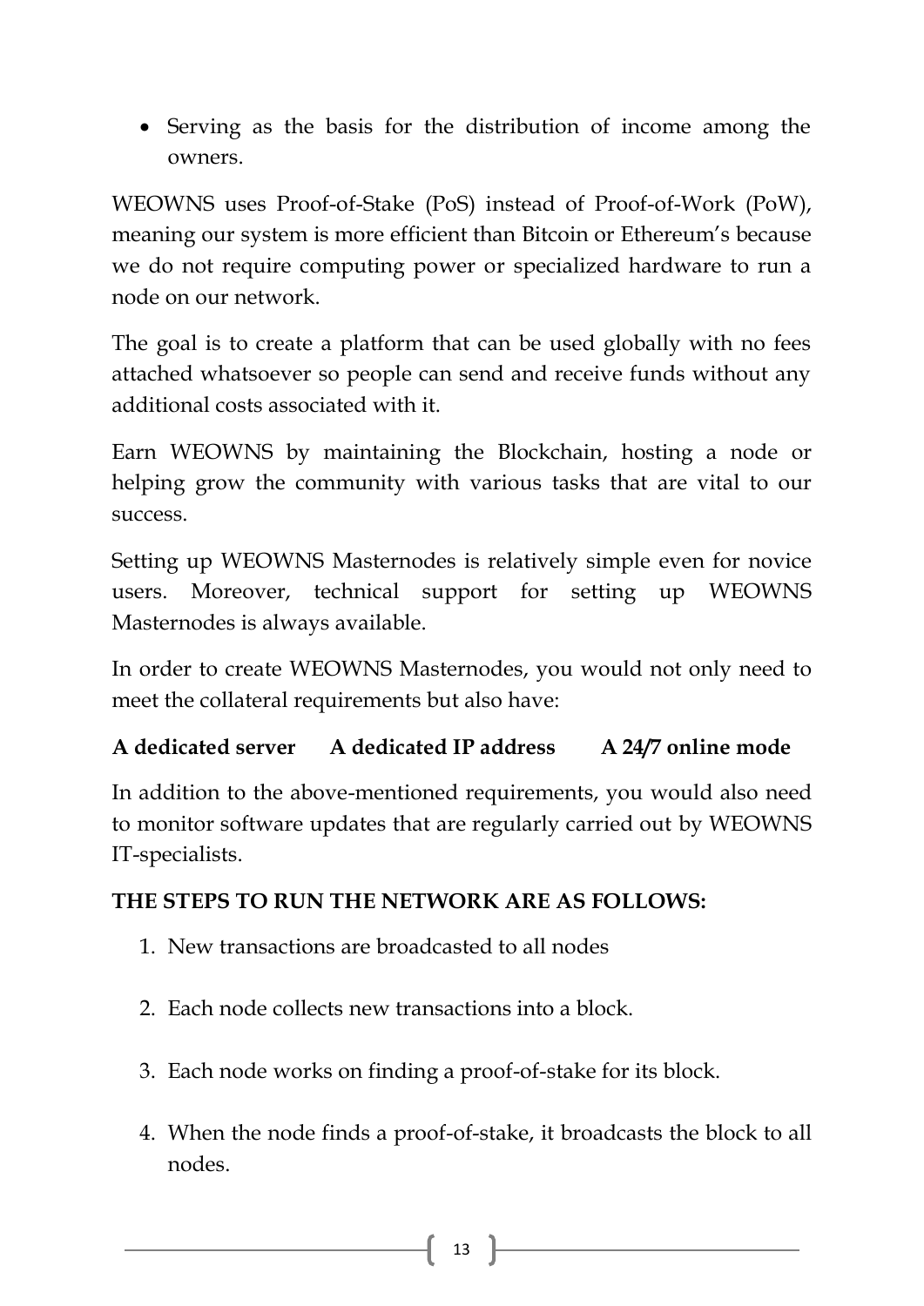- Serving as the basis for the distribution of income among the owners.

WEOWNS uses Proof-of-Stake (PoS) instead of Proof-of-Work (PoW), meaning our system is more efficient than Bitcoin or Ethereum's because we do not require computing power or specialized hardware to run a node on our network.

The goal is to create a platform that can be used globally with no fees attached whatsoever so people can send and receive funds without any additional costs associated with it.

Earn WEOWNS by maintaining the Blockchain, hosting a node or helping grow the community with various tasks that are vital to our success.

Setting up WEOWNS Masternodes is relatively simple even for novice users. Moreover, technical support for setting up WEOWNS Masternodes is always available.

In order to create WEOWNS Masternodes, you would not only need to meet the collateral requirements but also have:

**A dedicated server** **A dedicated IP address** **A 24/7 online mode**

In addition to the above-mentioned requirements, you would also need to monitor software updates that are regularly carried out by WEOWNS IT-specialists.

**THE STEPS TO RUN THE NETWORK ARE AS FOLLOWS:**

1. New transactions are broadcasted to all nodes
2. Each node collects new transactions into a block.
3. Each node works on finding a proof-of-stake for its block.
4. When the node finds a proof-of-stake, it broadcasts the block to all nodes.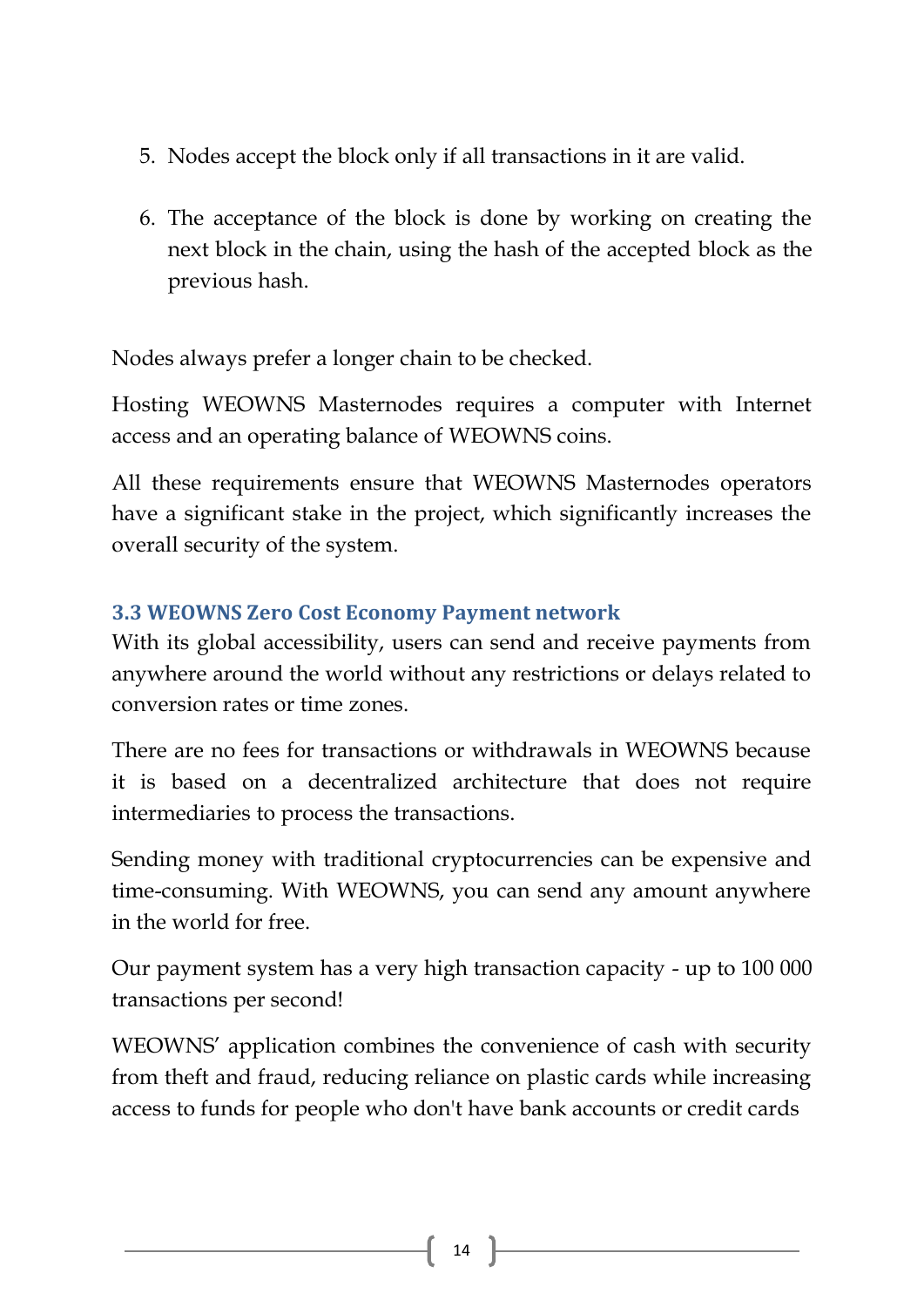5. Nodes accept the block only if all transactions in it are valid.

6. The acceptance of the block is done by working on creating the next block in the chain, using the hash of the accepted block as the previous hash.

Nodes always prefer a longer chain to be checked.

Hosting WEOWNS Masternodes requires a computer with Internet access and an operating balance of WEOWNS coins.

All these requirements ensure that WEOWNS Masternodes operators have a significant stake in the project, which significantly increases the overall security of the system.

### 3.3 WEOWNS Zero Cost Economy Payment network

With its global accessibility, users can send and receive payments from anywhere around the world without any restrictions or delays related to conversion rates or time zones.

There are no fees for transactions or withdrawals in WEOWNS because it is based on a decentralized architecture that does not require intermediaries to process the transactions.

Sending money with traditional cryptocurrencies can be expensive and time-consuming. With WEOWNS, you can send any amount anywhere in the world for free.

Our payment system has a very high transaction capacity - up to 100 000 transactions per second!

WEOWNS' application combines the convenience of cash with security from theft and fraud, reducing reliance on plastic cards while increasing access to funds for people who don't have bank accounts or credit cards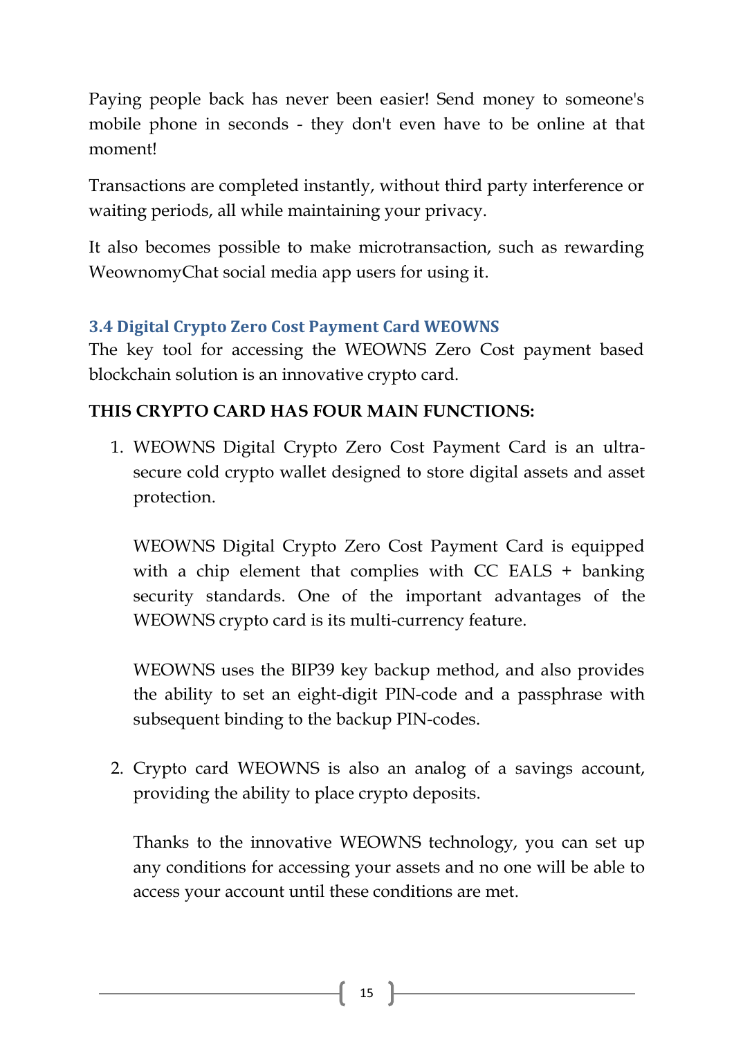Paying people back has never been easier! Send money to someone's mobile phone in seconds - they don't even have to be online at that moment!

Transactions are completed instantly, without third party interference or waiting periods, all while maintaining your privacy.

It also becomes possible to make microtransaction, such as rewarding WeownomyChat social media app users for using it.

### 3.4 Digital Crypto Zero Cost Payment Card WEOWNS

The key tool for accessing the WEOWNS Zero Cost payment based blockchain solution is an innovative crypto card.

**THIS CRYPTO CARD HAS FOUR MAIN FUNCTIONS:**

1. WEOWNS Digital Crypto Zero Cost Payment Card is an ultra-secure cold crypto wallet designed to store digital assets and asset protection.

   WEOWNS Digital Crypto Zero Cost Payment Card is equipped with a chip element that complies with CC EALS + banking security standards. One of the important advantages of the WEOWNS crypto card is its multi-currency feature.

   WEOWNS uses the BIP39 key backup method, and also provides the ability to set an eight-digit PIN-code and a passphrase with subsequent binding to the backup PIN-codes.

2. Crypto card WEOWNS is also an analog of a savings account, providing the ability to place crypto deposits.

   Thanks to the innovative WEOWNS technology, you can set up any conditions for accessing your assets and no one will be able to access your account until these conditions are met.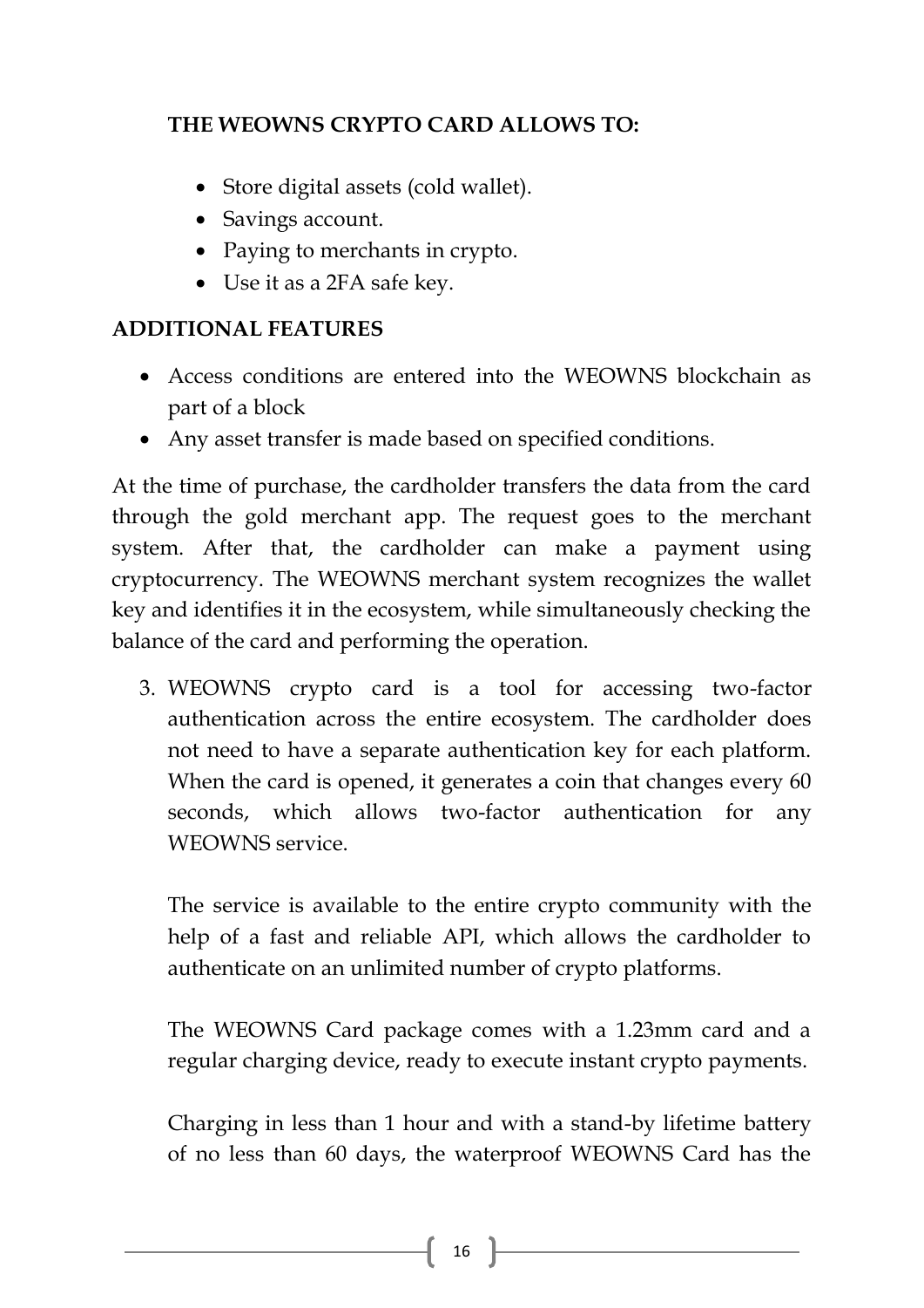**THE WEOWNS CRYPTO CARD ALLOWS TO:**

- Store digital assets (cold wallet).
- Savings account.
- Paying to merchants in crypto.
- Use it as a 2FA safe key.

**ADDITIONAL FEATURES**

- Access conditions are entered into the WEOWNS blockchain as part of a block
- Any asset transfer is made based on specified conditions.

At the time of purchase, the cardholder transfers the data from the card through the gold merchant app. The request goes to the merchant system. After that, the cardholder can make a payment using cryptocurrency. The WEOWNS merchant system recognizes the wallet key and identifies it in the ecosystem, while simultaneously checking the balance of the card and performing the operation.

3. WEOWNS crypto card is a tool for accessing two-factor authentication across the entire ecosystem. The cardholder does not need to have a separate authentication key for each platform. When the card is opened, it generates a coin that changes every 60 seconds, which allows two-factor authentication for any WEOWNS service.

   The service is available to the entire crypto community with the help of a fast and reliable API, which allows the cardholder to authenticate on an unlimited number of crypto platforms.

   The WEOWNS Card package comes with a 1.23mm card and a regular charging device, ready to execute instant crypto payments.

   Charging in less than 1 hour and with a stand-by lifetime battery of no less than 60 days, the waterproof WEOWNS Card has the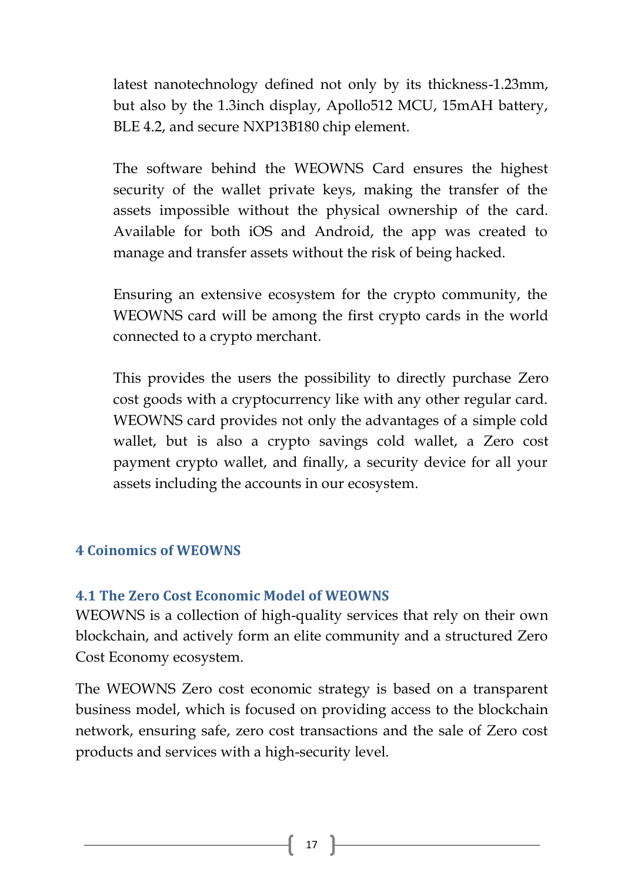latest nanotechnology defined not only by its thickness-1.23mm, but also by the 1.3inch display, Apollo512 MCU, 15mAH battery, BLE 4.2, and secure NXP13B180 chip element.

The software behind the WEOWNS Card ensures the highest security of the wallet private keys, making the transfer of the assets impossible without the physical ownership of the card. Available for both iOS and Android, the app was created to manage and transfer assets without the risk of being hacked.

Ensuring an extensive ecosystem for the crypto community, the WEOWNS card will be among the first crypto cards in the world connected to a crypto merchant.

This provides the users the possibility to directly purchase Zero cost goods with a cryptocurrency like with any other regular card. WEOWNS card provides not only the advantages of a simple cold wallet, but is also a crypto savings cold wallet, a Zero cost payment crypto wallet, and finally, a security device for all your assets including the accounts in our ecosystem.

## 4 Coinomics of WEOWNS

### 4.1 The Zero Cost Economic Model of WEOWNS

WEOWNS is a collection of high-quality services that rely on their own blockchain, and actively form an elite community and a structured Zero Cost Economy ecosystem.

The WEOWNS Zero cost economic strategy is based on a transparent business model, which is focused on providing access to the blockchain network, ensuring safe, zero cost transactions and the sale of Zero cost products and services with a high-security level.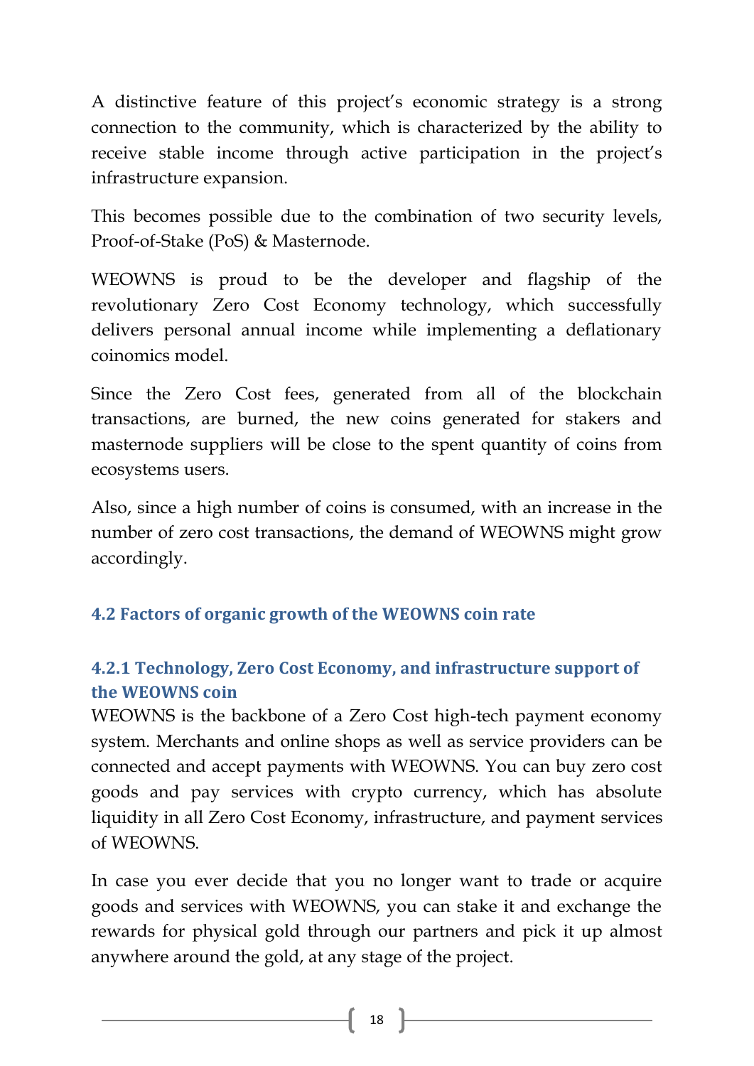A distinctive feature of this project's economic strategy is a strong connection to the community, which is characterized by the ability to receive stable income through active participation in the project's infrastructure expansion.

This becomes possible due to the combination of two security levels, Proof-of-Stake (PoS) & Masternode.

WEOWNS is proud to be the developer and flagship of the revolutionary Zero Cost Economy technology, which successfully delivers personal annual income while implementing a deflationary coinomics model.

Since the Zero Cost fees, generated from all of the blockchain transactions, are burned, the new coins generated for stakers and masternode suppliers will be close to the spent quantity of coins from ecosystems users.

Also, since a high number of coins is consumed, with an increase in the number of zero cost transactions, the demand of WEOWNS might grow accordingly.

## 4.2 Factors of organic growth of the WEOWNS coin rate

### 4.2.1 Technology, Zero Cost Economy, and infrastructure support of the WEOWNS coin

WEOWNS is the backbone of a Zero Cost high-tech payment economy system. Merchants and online shops as well as service providers can be connected and accept payments with WEOWNS. You can buy zero cost goods and pay services with crypto currency, which has absolute liquidity in all Zero Cost Economy, infrastructure, and payment services of WEOWNS.

In case you ever decide that you no longer want to trade or acquire goods and services with WEOWNS, you can stake it and exchange the rewards for physical gold through our partners and pick it up almost anywhere around the gold, at any stage of the project.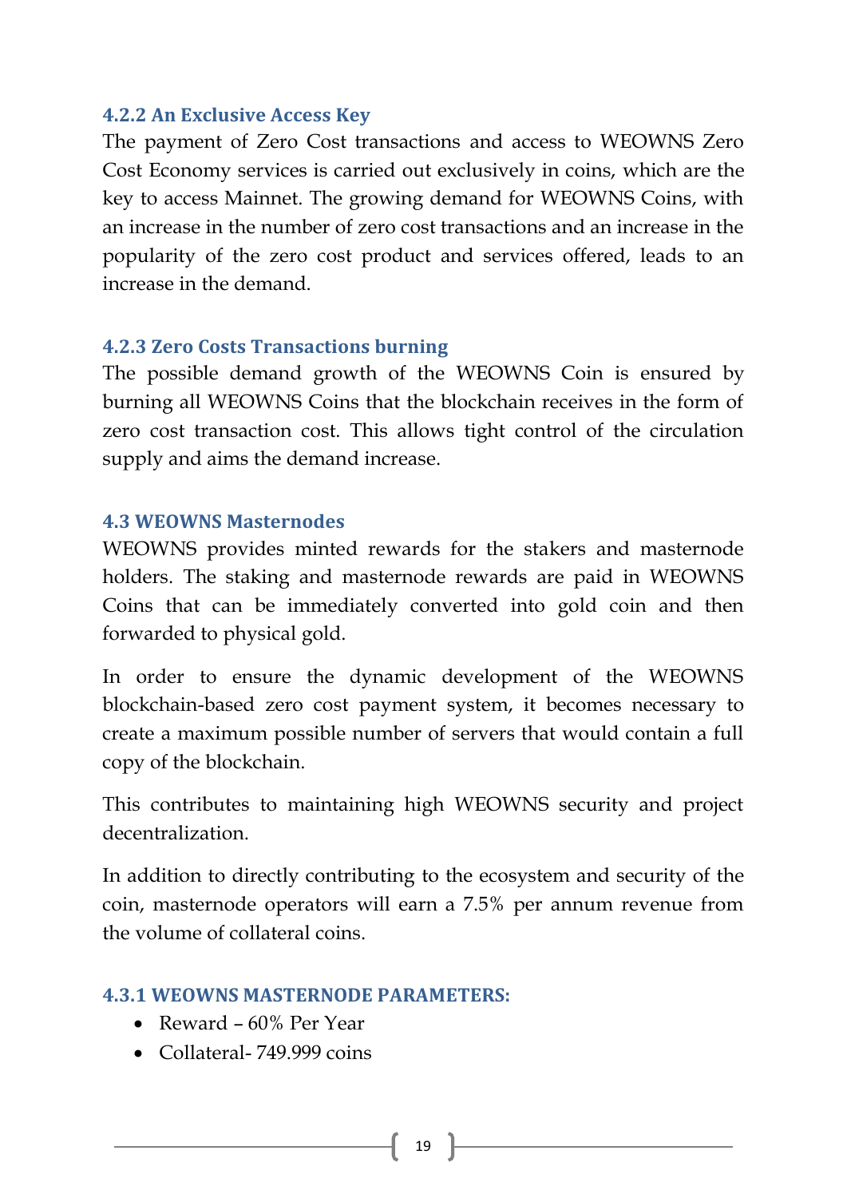### 4.2.2 An Exclusive Access Key

The payment of Zero Cost transactions and access to WEOWNS Zero Cost Economy services is carried out exclusively in coins, which are the key to access Mainnet. The growing demand for WEOWNS Coins, with an increase in the number of zero cost transactions and an increase in the popularity of the zero cost product and services offered, leads to an increase in the demand.

### 4.2.3 Zero Costs Transactions burning

The possible demand growth of the WEOWNS Coin is ensured by burning all WEOWNS Coins that the blockchain receives in the form of zero cost transaction cost. This allows tight control of the circulation supply and aims the demand increase.

## 4.3 WEOWNS Masternodes

WEOWNS provides minted rewards for the stakers and masternode holders. The staking and masternode rewards are paid in WEOWNS Coins that can be immediately converted into gold coin and then forwarded to physical gold.

In order to ensure the dynamic development of the WEOWNS blockchain-based zero cost payment system, it becomes necessary to create a maximum possible number of servers that would contain a full copy of the blockchain.

This contributes to maintaining high WEOWNS security and project decentralization.

In addition to directly contributing to the ecosystem and security of the coin, masternode operators will earn a 7.5% per annum revenue from the volume of collateral coins.

### 4.3.1 WEOWNS MASTERNODE PARAMETERS:

- Reward – 60% Per Year
- Collateral- 749.999 coins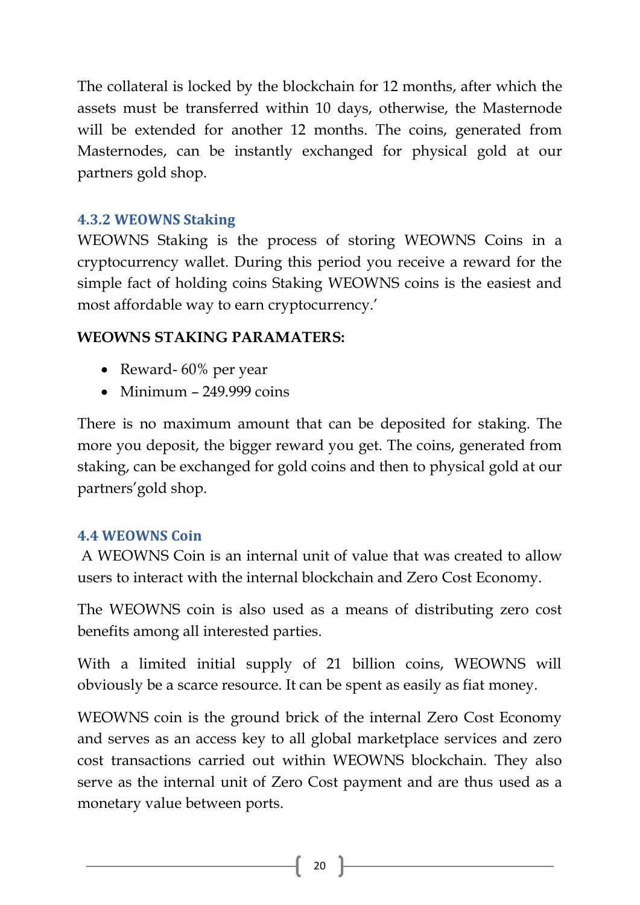The collateral is locked by the blockchain for 12 months, after which the assets must be transferred within 10 days, otherwise, the Masternode will be extended for another 12 months. The coins, generated from Masternodes, can be instantly exchanged for physical gold at our partners gold shop.

### 4.3.2 WEOWNS Staking

WEOWNS Staking is the process of storing WEOWNS Coins in a cryptocurrency wallet. During this period you receive a reward for the simple fact of holding coins Staking WEOWNS coins is the easiest and most affordable way to earn cryptocurrency.'

**WEOWNS STAKING PARAMATERS:**

- Reward- 60% per year
- Minimum – 249.999 coins

There is no maximum amount that can be deposited for staking. The more you deposit, the bigger reward you get. The coins, generated from staking, can be exchanged for gold coins and then to physical gold at our partners'gold shop.

### 4.4 WEOWNS Coin

A WEOWNS Coin is an internal unit of value that was created to allow users to interact with the internal blockchain and Zero Cost Economy.

The WEOWNS coin is also used as a means of distributing zero cost benefits among all interested parties.

With a limited initial supply of 21 billion coins, WEOWNS will obviously be a scarce resource. It can be spent as easily as fiat money.

WEOWNS coin is the ground brick of the internal Zero Cost Economy and serves as an access key to all global marketplace services and zero cost transactions carried out within WEOWNS blockchain. They also serve as the internal unit of Zero Cost payment and are thus used as a monetary value between ports.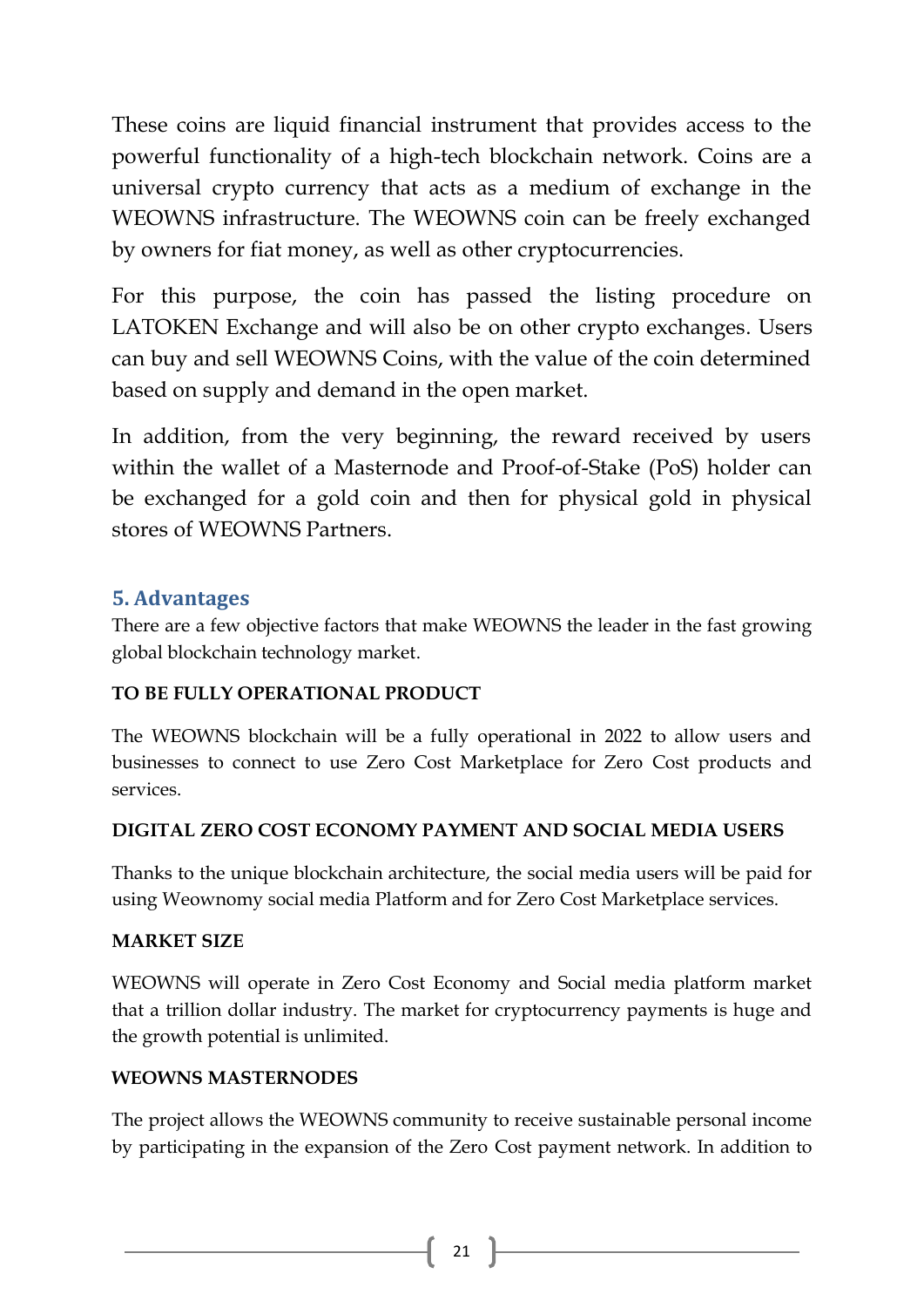These coins are liquid financial instrument that provides access to the powerful functionality of a high-tech blockchain network. Coins are a universal crypto currency that acts as a medium of exchange in the WEOWNS infrastructure. The WEOWNS coin can be freely exchanged by owners for fiat money, as well as other cryptocurrencies.

For this purpose, the coin has passed the listing procedure on LATOKEN Exchange and will also be on other crypto exchanges. Users can buy and sell WEOWNS Coins, with the value of the coin determined based on supply and demand in the open market.

In addition, from the very beginning, the reward received by users within the wallet of a Masternode and Proof-of-Stake (PoS) holder can be exchanged for a gold coin and then for physical gold in physical stores of WEOWNS Partners.

## 5. Advantages

There are a few objective factors that make WEOWNS the leader in the fast growing global blockchain technology market.

**TO BE FULLY OPERATIONAL PRODUCT**

The WEOWNS blockchain will be a fully operational in 2022 to allow users and businesses to connect to use Zero Cost Marketplace for Zero Cost products and services.

**DIGITAL ZERO COST ECONOMY PAYMENT AND SOCIAL MEDIA USERS**

Thanks to the unique blockchain architecture, the social media users will be paid for using Weownomy social media Platform and for Zero Cost Marketplace services.

**MARKET SIZE**

WEOWNS will operate in Zero Cost Economy and Social media platform market that a trillion dollar industry. The market for cryptocurrency payments is huge and the growth potential is unlimited.

**WEOWNS MASTERNODES**

The project allows the WEOWNS community to receive sustainable personal income by participating in the expansion of the Zero Cost payment network. In addition to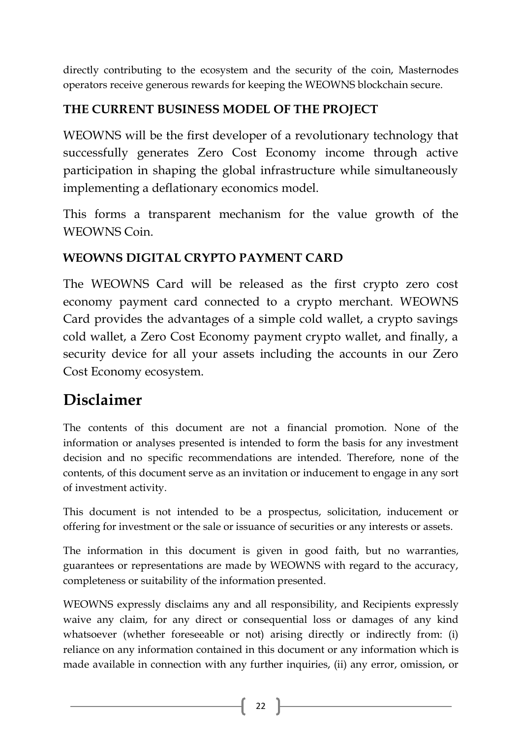directly contributing to the ecosystem and the security of the coin, Masternodes operators receive generous rewards for keeping the WEOWNS blockchain secure.

### THE CURRENT BUSINESS MODEL OF THE PROJECT

WEOWNS will be the first developer of a revolutionary technology that successfully generates Zero Cost Economy income through active participation in shaping the global infrastructure while simultaneously implementing a deflationary economics model.

This forms a transparent mechanism for the value growth of the WEOWNS Coin.

### WEOWNS DIGITAL CRYPTO PAYMENT CARD

The WEOWNS Card will be released as the first crypto zero cost economy payment card connected to a crypto merchant. WEOWNS Card provides the advantages of a simple cold wallet, a crypto savings cold wallet, a Zero Cost Economy payment crypto wallet, and finally, a security device for all your assets including the accounts in our Zero Cost Economy ecosystem.

## Disclaimer

The contents of this document are not a financial promotion. None of the information or analyses presented is intended to form the basis for any investment decision and no specific recommendations are intended. Therefore, none of the contents, of this document serve as an invitation or inducement to engage in any sort of investment activity.

This document is not intended to be a prospectus, solicitation, inducement or offering for investment or the sale or issuance of securities or any interests or assets.

The information in this document is given in good faith, but no warranties, guarantees or representations are made by WEOWNS with regard to the accuracy, completeness or suitability of the information presented.

WEOWNS expressly disclaims any and all responsibility, and Recipients expressly waive any claim, for any direct or consequential loss or damages of any kind whatsoever (whether foreseeable or not) arising directly or indirectly from: (i) reliance on any information contained in this document or any information which is made available in connection with any further inquiries, (ii) any error, omission, or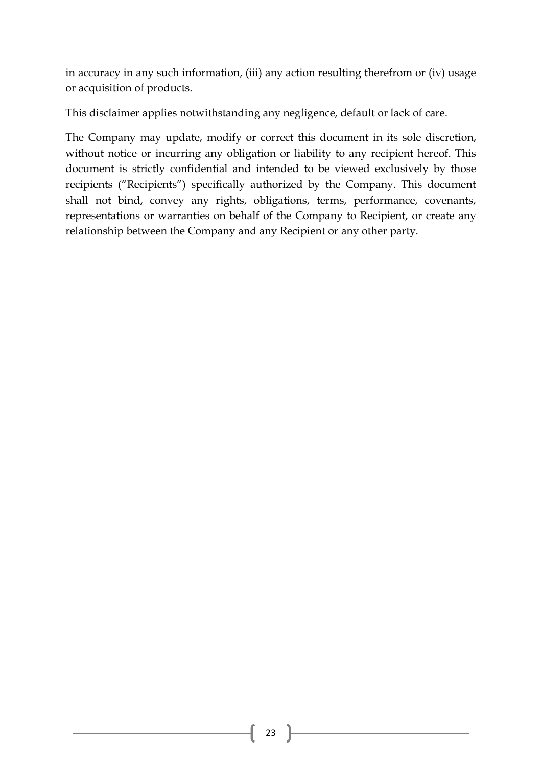in accuracy in any such information, (iii) any action resulting therefrom or (iv) usage or acquisition of products.

This disclaimer applies notwithstanding any negligence, default or lack of care.

The Company may update, modify or correct this document in its sole discretion, without notice or incurring any obligation or liability to any recipient hereof. This document is strictly confidential and intended to be viewed exclusively by those recipients ("Recipients") specifically authorized by the Company. This document shall not bind, convey any rights, obligations, terms, performance, covenants, representations or warranties on behalf of the Company to Recipient, or create any relationship between the Company and any Recipient or any other party.